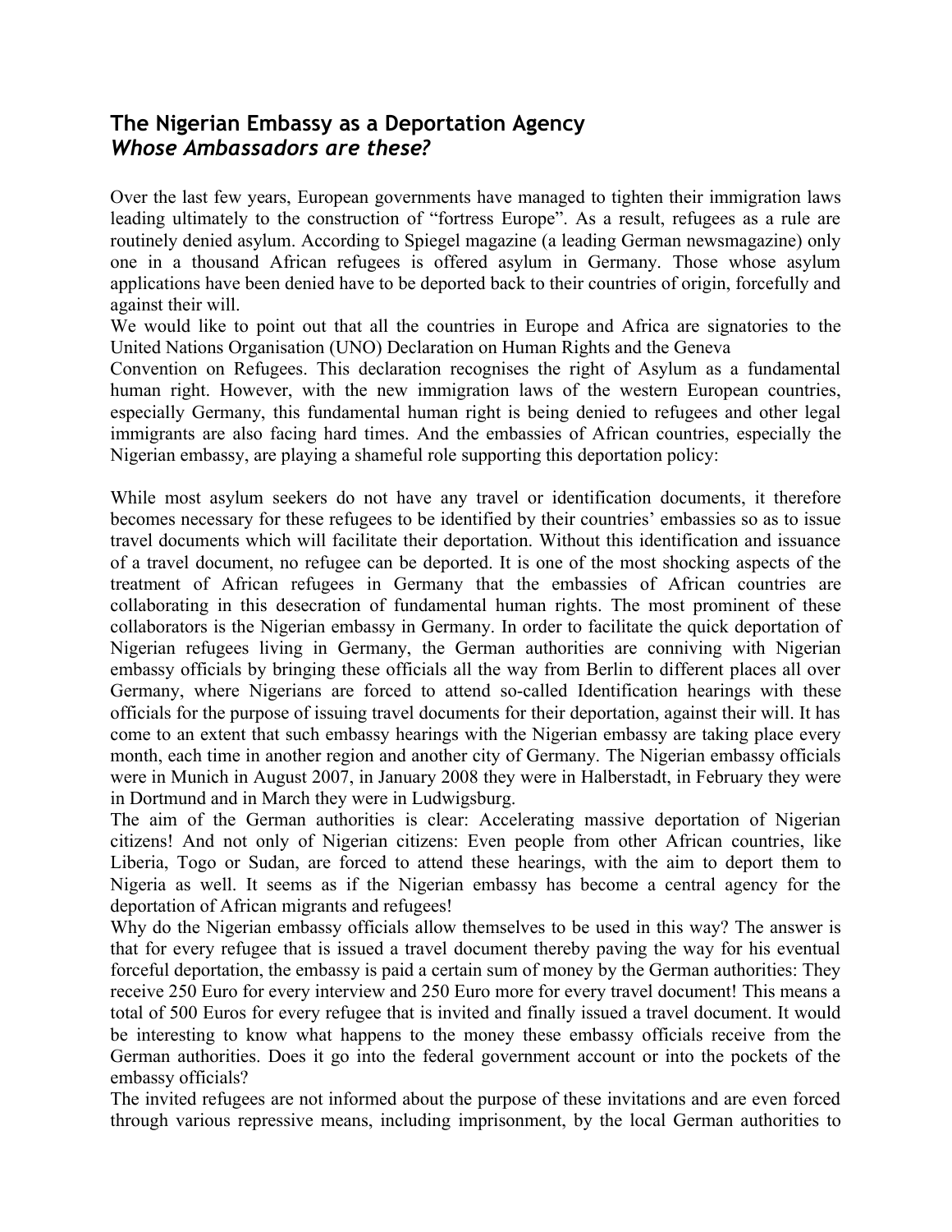## The Nigerian Embassy as a Deportation Agency
### *Whose Ambassadors are these?*

Over the last few years, European governments have managed to tighten their immigration laws leading ultimately to the construction of "fortress Europe". As a result, refugees as a rule are routinely denied asylum. According to Spiegel magazine (a leading German newsmagazine) only one in a thousand African refugees is offered asylum in Germany. Those whose asylum applications have been denied have to be deported back to their countries of origin, forcefully and against their will.

We would like to point out that all the countries in Europe and Africa are signatories to the United Nations Organisation (UNO) Declaration on Human Rights and the Geneva Convention on Refugees. This declaration recognises the right of Asylum as a fundamental human right. However, with the new immigration laws of the western European countries, especially Germany, this fundamental human right is being denied to refugees and other legal immigrants are also facing hard times. And the embassies of African countries, especially the Nigerian embassy, are playing a shameful role supporting this deportation policy:

While most asylum seekers do not have any travel or identification documents, it therefore becomes necessary for these refugees to be identified by their countries' embassies so as to issue travel documents which will facilitate their deportation. Without this identification and issuance of a travel document, no refugee can be deported. It is one of the most shocking aspects of the treatment of African refugees in Germany that the embassies of African countries are collaborating in this desecration of fundamental human rights. The most prominent of these collaborators is the Nigerian embassy in Germany. In order to facilitate the quick deportation of Nigerian refugees living in Germany, the German authorities are conniving with Nigerian embassy officials by bringing these officials all the way from Berlin to different places all over Germany, where Nigerians are forced to attend so-called Identification hearings with these officials for the purpose of issuing travel documents for their deportation, against their will. It has come to an extent that such embassy hearings with the Nigerian embassy are taking place every month, each time in another region and another city of Germany. The Nigerian embassy officials were in Munich in August 2007, in January 2008 they were in Halberstadt, in February they were in Dortmund and in March they were in Ludwigsburg.

The aim of the German authorities is clear: Accelerating massive deportation of Nigerian citizens! And not only of Nigerian citizens: Even people from other African countries, like Liberia, Togo or Sudan, are forced to attend these hearings, with the aim to deport them to Nigeria as well. It seems as if the Nigerian embassy has become a central agency for the deportation of African migrants and refugees!

Why do the Nigerian embassy officials allow themselves to be used in this way? The answer is that for every refugee that is issued a travel document thereby paving the way for his eventual forceful deportation, the embassy is paid a certain sum of money by the German authorities: They receive 250 Euro for every interview and 250 Euro more for every travel document! This means a total of 500 Euros for every refugee that is invited and finally issued a travel document. It would be interesting to know what happens to the money these embassy officials receive from the German authorities. Does it go into the federal government account or into the pockets of the embassy officials?

The invited refugees are not informed about the purpose of these invitations and are even forced through various repressive means, including imprisonment, by the local German authorities to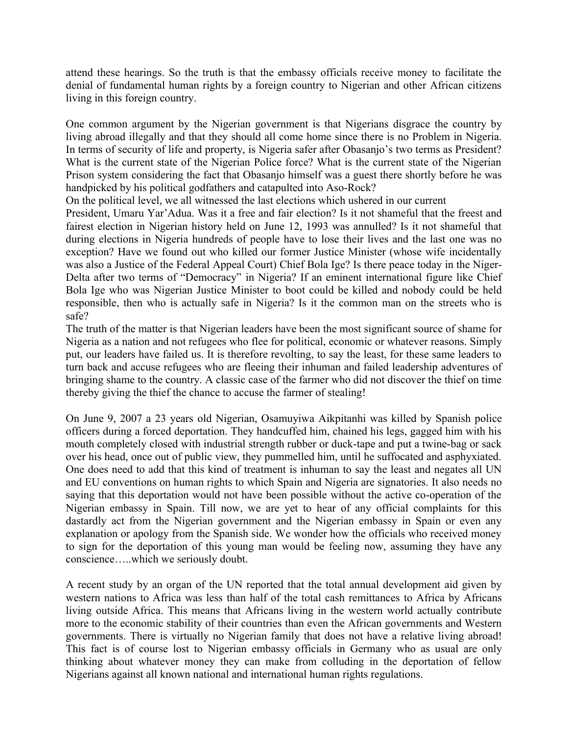attend these hearings. So the truth is that the embassy officials receive money to facilitate the denial of fundamental human rights by a foreign country to Nigerian and other African citizens living in this foreign country.

One common argument by the Nigerian government is that Nigerians disgrace the country by living abroad illegally and that they should all come home since there is no Problem in Nigeria. In terms of security of life and property, is Nigeria safer after Obasanjo's two terms as President? What is the current state of the Nigerian Police force? What is the current state of the Nigerian Prison system considering the fact that Obasanjo himself was a guest there shortly before he was handpicked by his political godfathers and catapulted into Aso-Rock?

On the political level, we all witnessed the last elections which ushered in our current President, Umaru Yar'Adua. Was it a free and fair election? Is it not shameful that the freest and fairest election in Nigerian history held on June 12, 1993 was annulled? Is it not shameful that during elections in Nigeria hundreds of people have to lose their lives and the last one was no exception? Have we found out who killed our former Justice Minister (whose wife incidentally was also a Justice of the Federal Appeal Court) Chief Bola Ige? Is there peace today in the Niger-Delta after two terms of "Democracy" in Nigeria? If an eminent international figure like Chief Bola Ige who was Nigerian Justice Minister to boot could be killed and nobody could be held responsible, then who is actually safe in Nigeria? Is it the common man on the streets who is safe?

The truth of the matter is that Nigerian leaders have been the most significant source of shame for Nigeria as a nation and not refugees who flee for political, economic or whatever reasons. Simply put, our leaders have failed us. It is therefore revolting, to say the least, for these same leaders to turn back and accuse refugees who are fleeing their inhuman and failed leadership adventures of bringing shame to the country. A classic case of the farmer who did not discover the thief on time thereby giving the thief the chance to accuse the farmer of stealing!

On June 9, 2007 a 23 years old Nigerian, Osamuyiwa Aikpitanhi was killed by Spanish police officers during a forced deportation. They handcuffed him, chained his legs, gagged him with his mouth completely closed with industrial strength rubber or duck-tape and put a twine-bag or sack over his head, once out of public view, they pummelled him, until he suffocated and asphyxiated. One does need to add that this kind of treatment is inhuman to say the least and negates all UN and EU conventions on human rights to which Spain and Nigeria are signatories. It also needs no saying that this deportation would not have been possible without the active co-operation of the Nigerian embassy in Spain. Till now, we are yet to hear of any official complaints for this dastardly act from the Nigerian government and the Nigerian embassy in Spain or even any explanation or apology from the Spanish side. We wonder how the officials who received money to sign for the deportation of this young man would be feeling now, assuming they have any conscience…..which we seriously doubt.

A recent study by an organ of the UN reported that the total annual development aid given by western nations to Africa was less than half of the total cash remittances to Africa by Africans living outside Africa. This means that Africans living in the western world actually contribute more to the economic stability of their countries than even the African governments and Western governments. There is virtually no Nigerian family that does not have a relative living abroad! This fact is of course lost to Nigerian embassy officials in Germany who as usual are only thinking about whatever money they can make from colluding in the deportation of fellow Nigerians against all known national and international human rights regulations.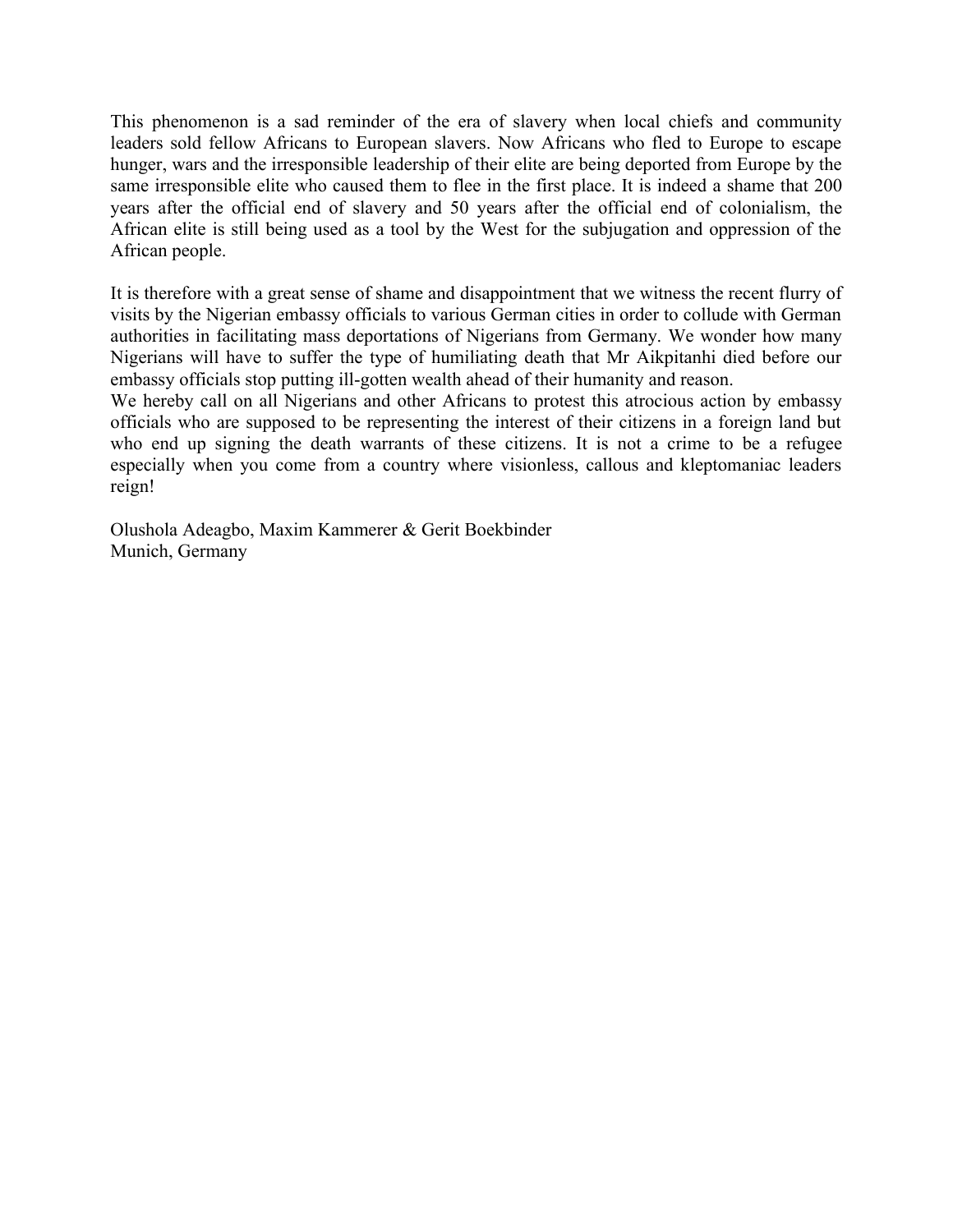This phenomenon is a sad reminder of the era of slavery when local chiefs and community leaders sold fellow Africans to European slavers. Now Africans who fled to Europe to escape hunger, wars and the irresponsible leadership of their elite are being deported from Europe by the same irresponsible elite who caused them to flee in the first place. It is indeed a shame that 200 years after the official end of slavery and 50 years after the official end of colonialism, the African elite is still being used as a tool by the West for the subjugation and oppression of the African people.

It is therefore with a great sense of shame and disappointment that we witness the recent flurry of visits by the Nigerian embassy officials to various German cities in order to collude with German authorities in facilitating mass deportations of Nigerians from Germany. We wonder how many Nigerians will have to suffer the type of humiliating death that Mr Aikpitanhi died before our embassy officials stop putting ill-gotten wealth ahead of their humanity and reason.

We hereby call on all Nigerians and other Africans to protest this atrocious action by embassy officials who are supposed to be representing the interest of their citizens in a foreign land but who end up signing the death warrants of these citizens. It is not a crime to be a refugee especially when you come from a country where visionless, callous and kleptomaniac leaders reign!

Olushola Adeagbo, Maxim Kammerer & Gerit Boekbinder
Munich, Germany